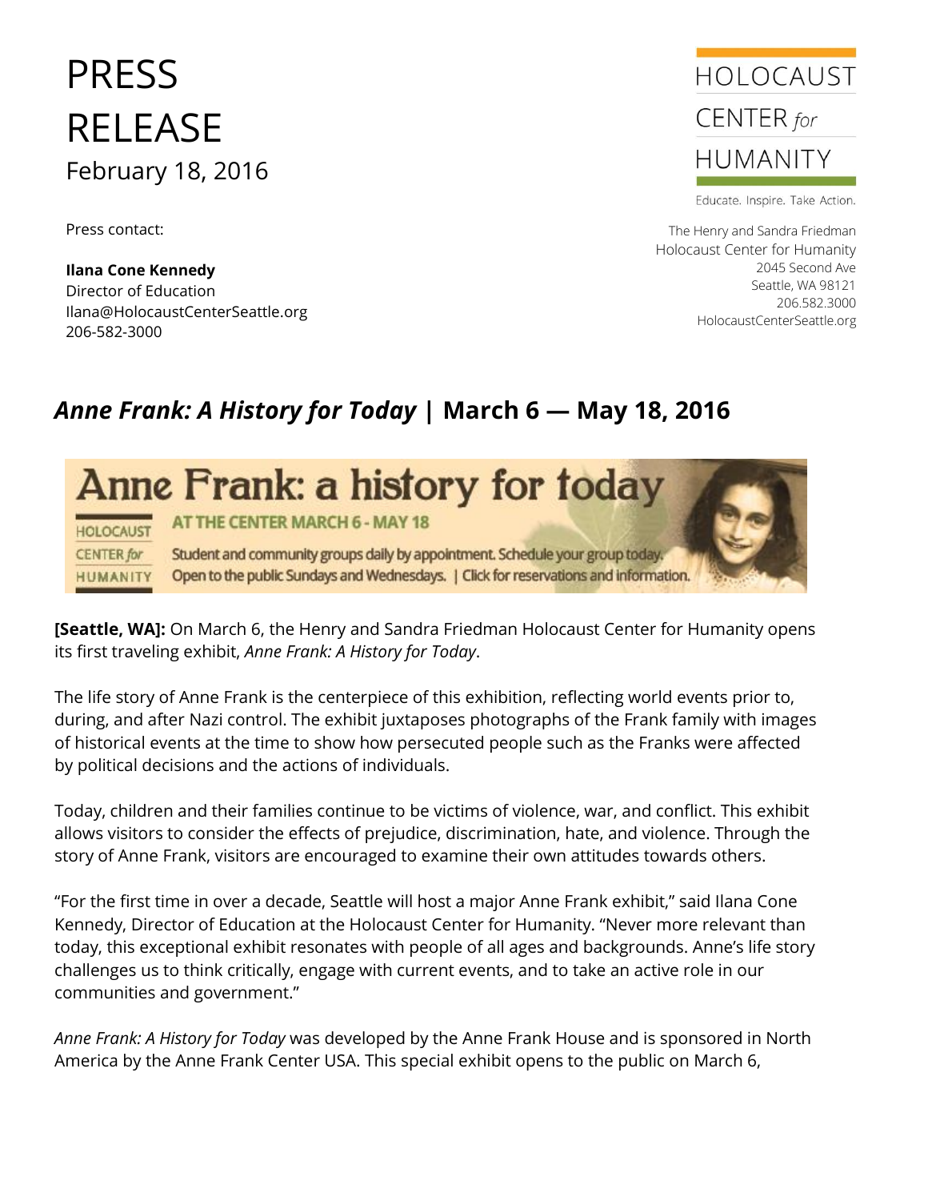# PRESS RELEASE

February 18, 2016

Press contact:

**Ilana Cone Kennedy**
Director of Education
Ilana@HolocaustCenterSeattle.org
206-582-3000

HOLOCAUST CENTER *for* HUMANITY

Educate. Inspire. Take Action.

The Henry and Sandra Friedman
Holocaust Center for Humanity
2045 Second Ave
Seattle, WA 98121
206.582.3000
HolocaustCenterSeattle.org

## *Anne Frank: A History for Today* | March 6 — May 18, 2016

Anne Frank: a history for today

HOLOCAUST CENTER *for* HUMANITY

AT THE CENTER MARCH 6 - MAY 18

Student and community groups daily by appointment. Schedule your group today.
Open to the public Sundays and Wednesdays. | Click for reservations and information.

**[Seattle, WA]:** On March 6, the Henry and Sandra Friedman Holocaust Center for Humanity opens its first traveling exhibit, *Anne Frank: A History for Today*.

The life story of Anne Frank is the centerpiece of this exhibition, reflecting world events prior to, during, and after Nazi control. The exhibit juxtaposes photographs of the Frank family with images of historical events at the time to show how persecuted people such as the Franks were affected by political decisions and the actions of individuals.

Today, children and their families continue to be victims of violence, war, and conflict. This exhibit allows visitors to consider the effects of prejudice, discrimination, hate, and violence. Through the story of Anne Frank, visitors are encouraged to examine their own attitudes towards others.

"For the first time in over a decade, Seattle will host a major Anne Frank exhibit," said Ilana Cone Kennedy, Director of Education at the Holocaust Center for Humanity. "Never more relevant than today, this exceptional exhibit resonates with people of all ages and backgrounds. Anne's life story challenges us to think critically, engage with current events, and to take an active role in our communities and government."

*Anne Frank: A History for Today* was developed by the Anne Frank House and is sponsored in North America by the Anne Frank Center USA. This special exhibit opens to the public on March 6,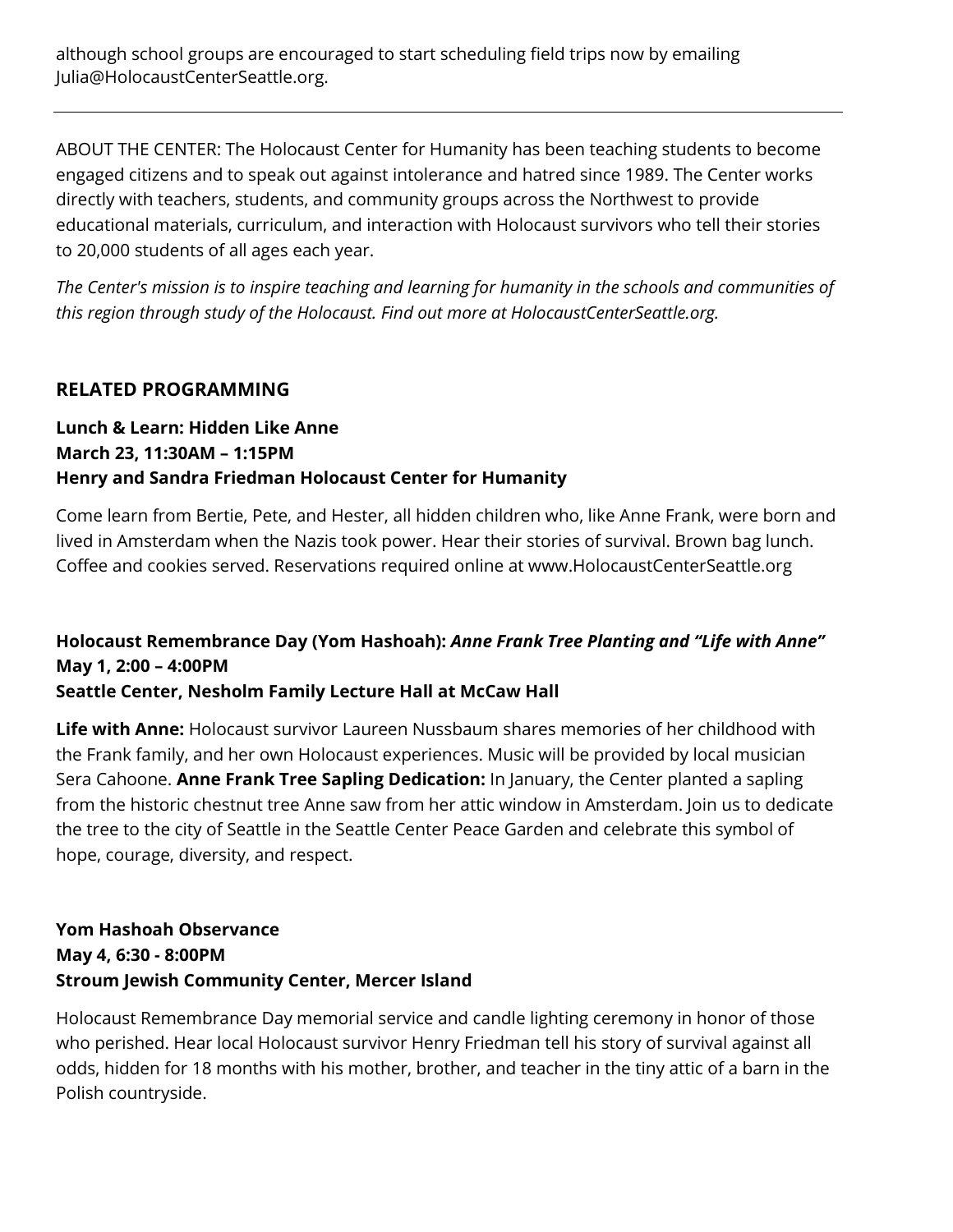although school groups are encouraged to start scheduling field trips now by emailing Julia@HolocaustCenterSeattle.org.

---

ABOUT THE CENTER: The Holocaust Center for Humanity has been teaching students to become engaged citizens and to speak out against intolerance and hatred since 1989. The Center works directly with teachers, students, and community groups across the Northwest to provide educational materials, curriculum, and interaction with Holocaust survivors who tell their stories to 20,000 students of all ages each year.

*The Center's mission is to inspire teaching and learning for humanity in the schools and communities of this region through study of the Holocaust. Find out more at HolocaustCenterSeattle.org.*

## RELATED PROGRAMMING

**Lunch & Learn: Hidden Like Anne**
**March 23, 11:30AM – 1:15PM**
**Henry and Sandra Friedman Holocaust Center for Humanity**

Come learn from Bertie, Pete, and Hester, all hidden children who, like Anne Frank, were born and lived in Amsterdam when the Nazis took power. Hear their stories of survival. Brown bag lunch. Coffee and cookies served. Reservations required online at www.HolocaustCenterSeattle.org

**Holocaust Remembrance Day (Yom Hashoah): *Anne Frank Tree Planting and "Life with Anne"***
**May 1, 2:00 – 4:00PM**
**Seattle Center, Nesholm Family Lecture Hall at McCaw Hall**

**Life with Anne:** Holocaust survivor Laureen Nussbaum shares memories of her childhood with the Frank family, and her own Holocaust experiences. Music will be provided by local musician Sera Cahoone. **Anne Frank Tree Sapling Dedication:** In January, the Center planted a sapling from the historic chestnut tree Anne saw from her attic window in Amsterdam. Join us to dedicate the tree to the city of Seattle in the Seattle Center Peace Garden and celebrate this symbol of hope, courage, diversity, and respect.

**Yom Hashoah Observance**
**May 4, 6:30 - 8:00PM**
**Stroum Jewish Community Center, Mercer Island**

Holocaust Remembrance Day memorial service and candle lighting ceremony in honor of those who perished. Hear local Holocaust survivor Henry Friedman tell his story of survival against all odds, hidden for 18 months with his mother, brother, and teacher in the tiny attic of a barn in the Polish countryside.